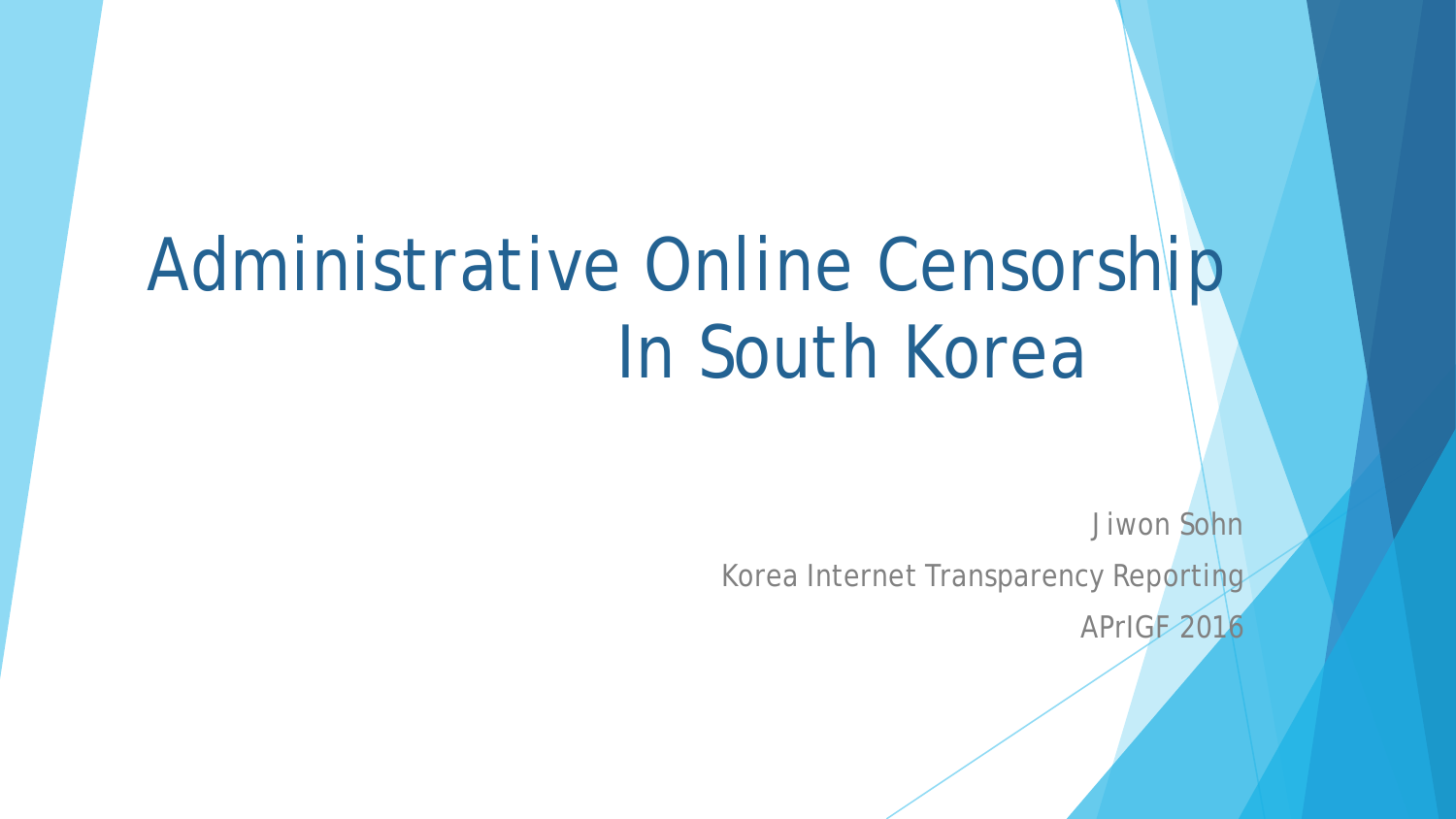# Administrative Online Censorship In South Korea

Jiwon Sohn

Korea Internet Transparency Reporting

APrIGF 2016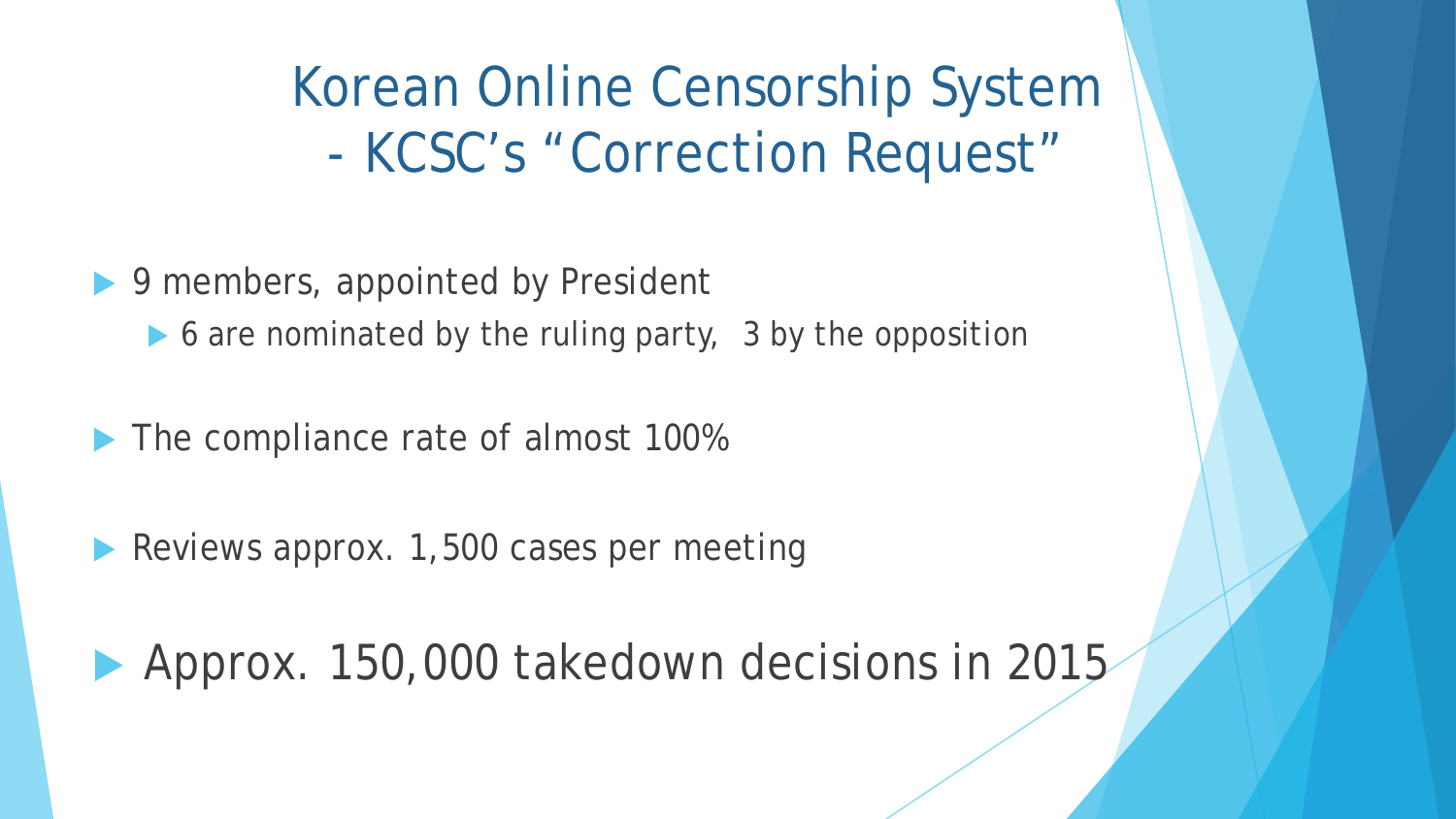# Korean Online Censorship System - KCSC's "Correction Request"

- 9 members, appointed by President
  - 6 are nominated by the ruling party, 3 by the opposition
- The compliance rate of almost 100%
- Reviews approx. 1,500 cases per meeting
- Approx. 150,000 takedown decisions in 2015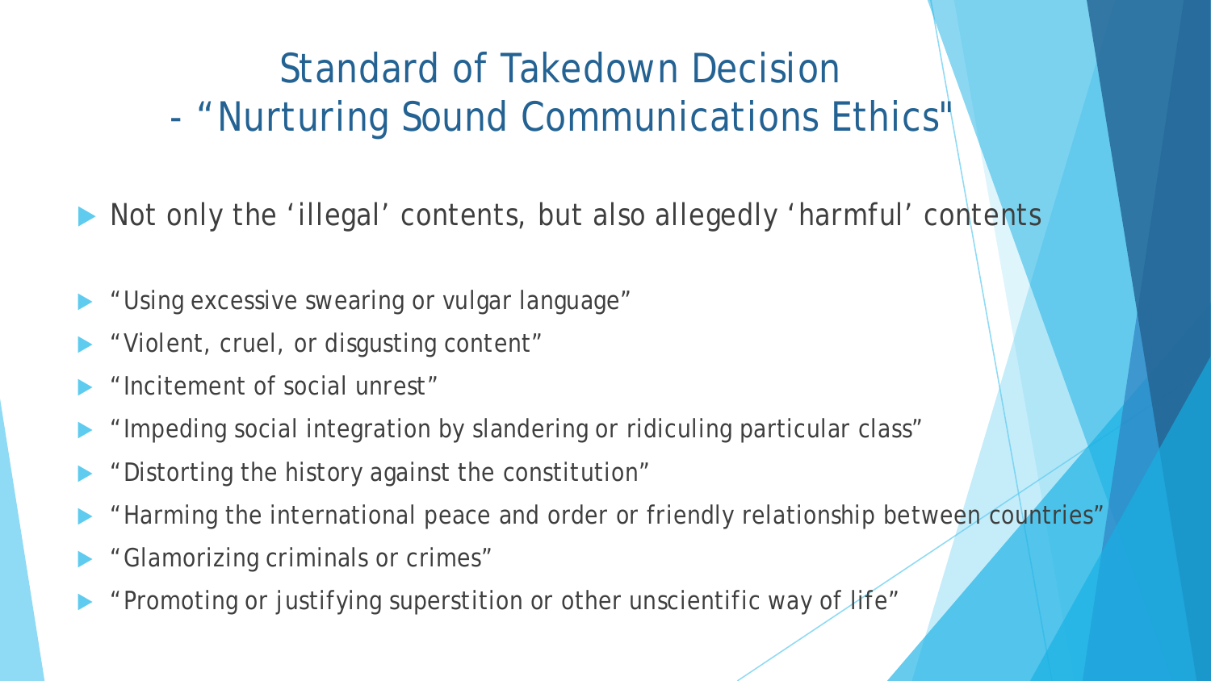# Standard of Takedown Decision - "Nurturing Sound Communications Ethics"

- Not only the 'illegal' contents, but also allegedly 'harmful' contents

- "Using excessive swearing or vulgar language"
- "Violent, cruel, or disgusting content"
- "Incitement of social unrest"
- "Impeding social integration by slandering or ridiculing particular class"
- "Distorting the history against the constitution"
- "Harming the international peace and order or friendly relationship between countries"
- "Glamorizing criminals or crimes"
- "Promoting or justifying superstition or other unscientific way of life"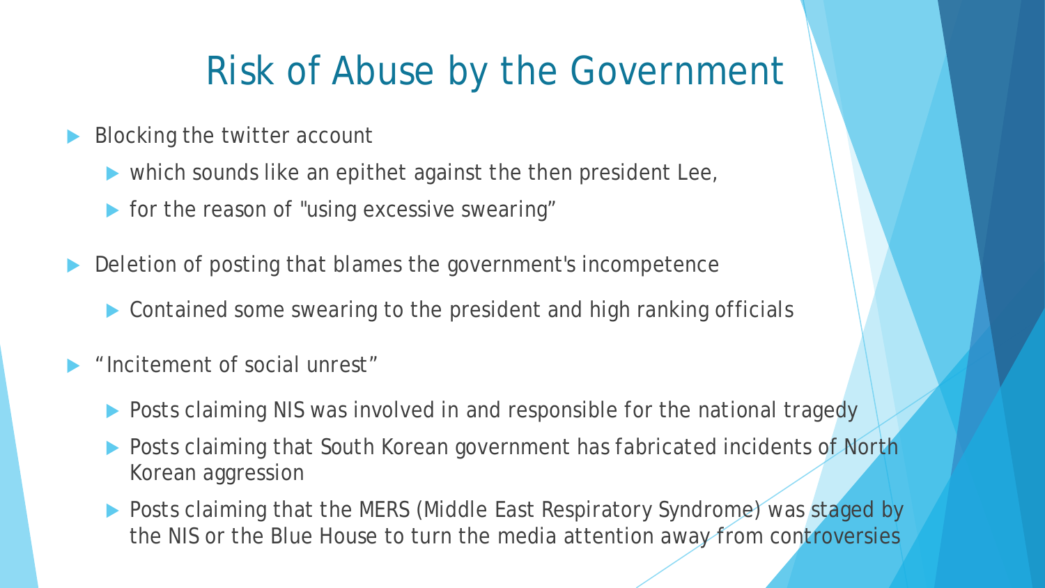# Risk of Abuse by the Government

- Blocking the twitter account
  - which sounds like an epithet against the then president Lee,
  - for the reason of "using excessive swearing"
- Deletion of posting that blames the government's incompetence
  - Contained some swearing to the president and high ranking officials
- "Incitement of social unrest"
  - Posts claiming NIS was involved in and responsible for the national tragedy
  - Posts claiming that South Korean government has fabricated incidents of North Korean aggression
  - Posts claiming that the MERS (Middle East Respiratory Syndrome) was staged by the NIS or the Blue House to turn the media attention away from controversies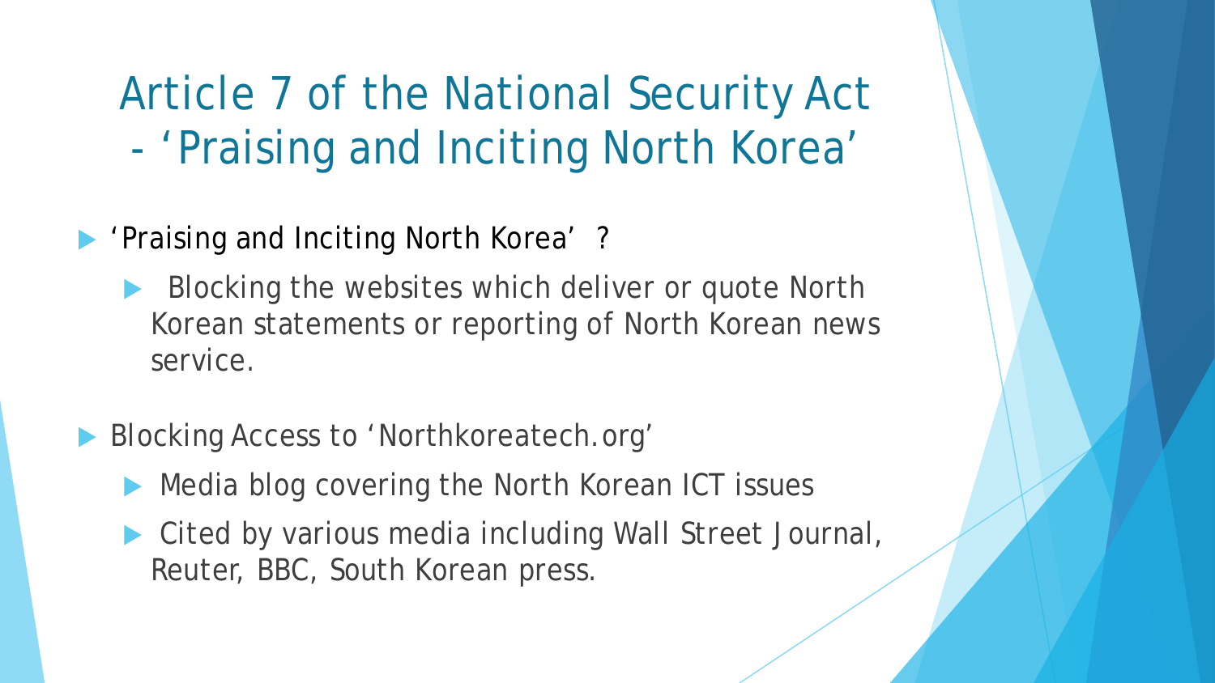# Article 7 of the National Security Act - 'Praising and Inciting North Korea'

- 'Praising and Inciting North Korea' ?
  - Blocking the websites which deliver or quote North Korean statements or reporting of North Korean news service.
- Blocking Access to 'Northkoreatech.org'
  - Media blog covering the North Korean ICT issues
  - Cited by various media including Wall Street Journal, Reuter, BBC, South Korean press.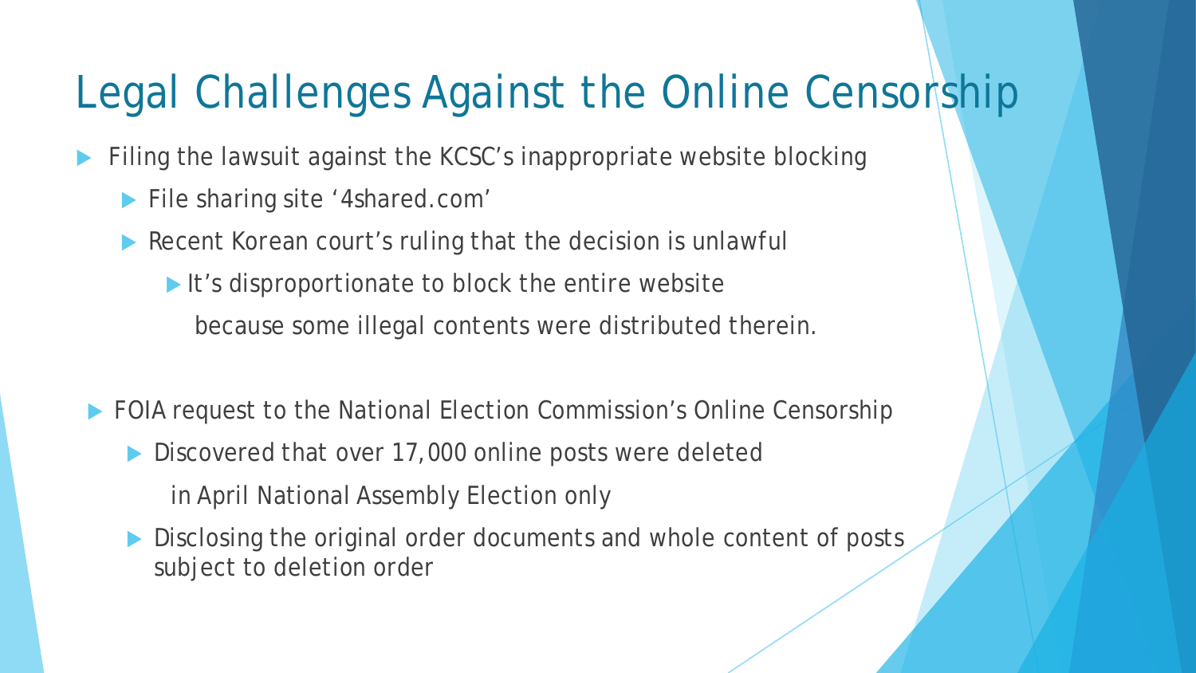# Legal Challenges Against the Online Censorship

- Filing the lawsuit against the KCSC's inappropriate website blocking
  - File sharing site '4shared.com'
  - Recent Korean court's ruling that the decision is unlawful
    - It's disproportionate to block the entire website because some illegal contents were distributed therein.

- FOIA request to the National Election Commission's Online Censorship
  - Discovered that over 17,000 online posts were deleted in April National Assembly Election only
  - Disclosing the original order documents and whole content of posts subject to deletion order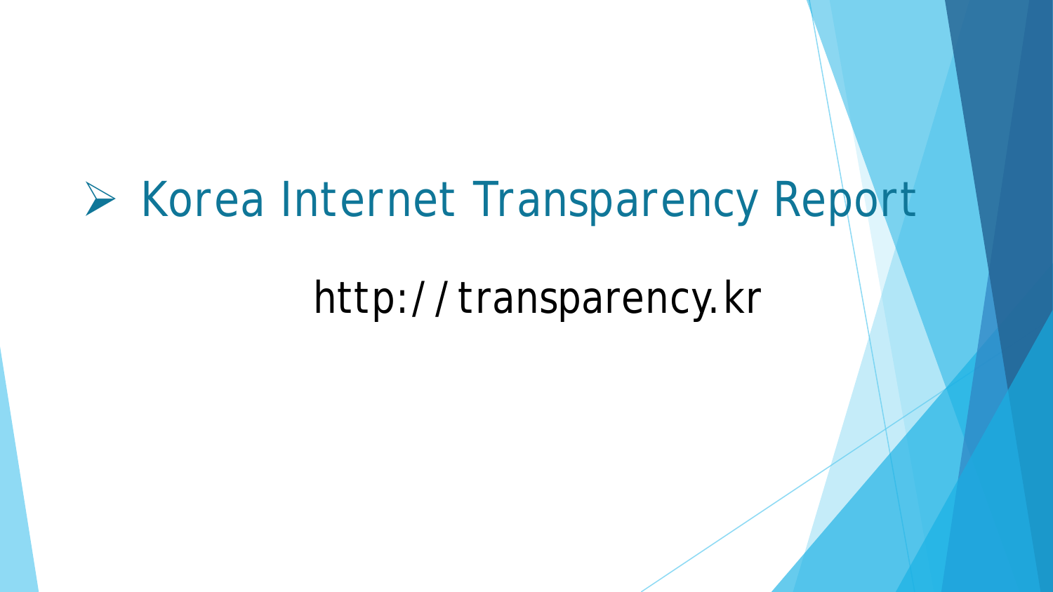- Korea Internet Transparency Report

http://transparency.kr